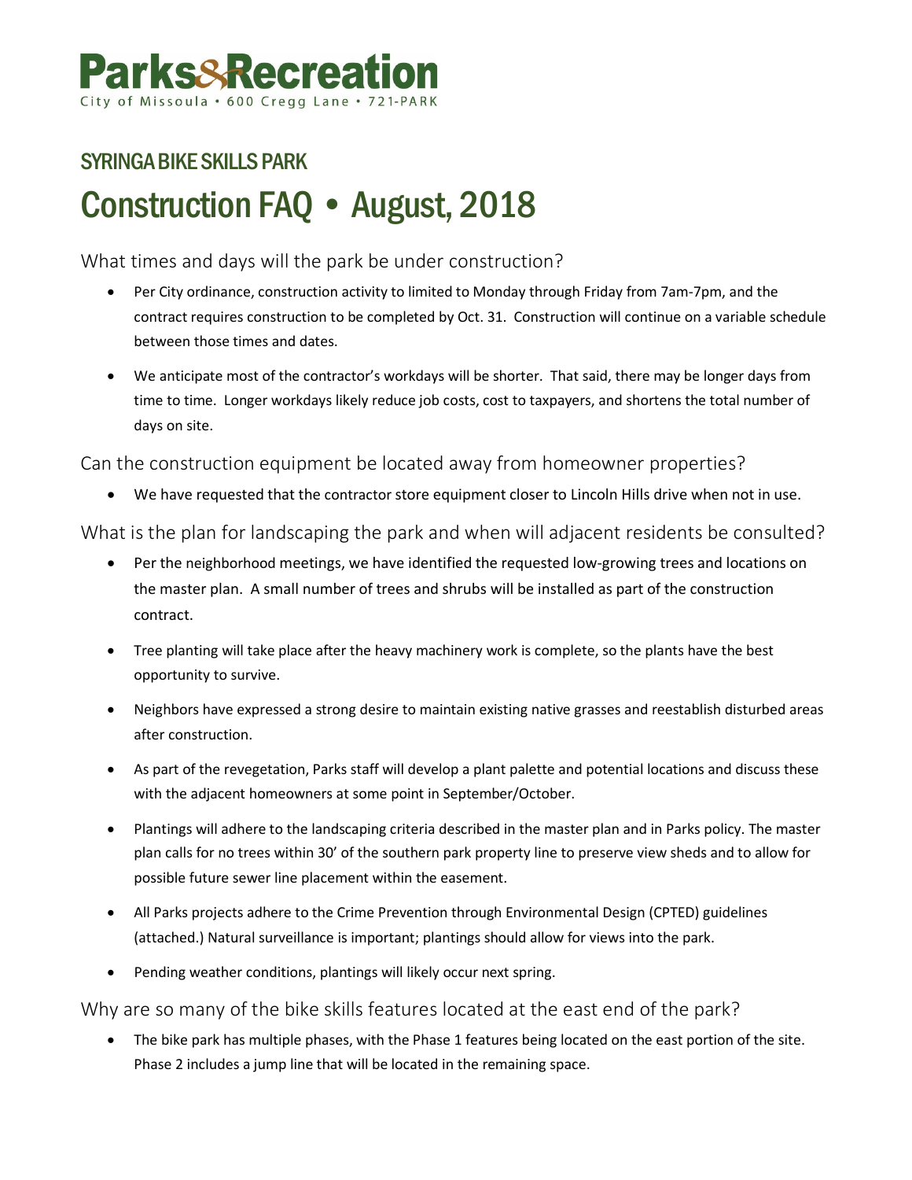# Parks&Recreation

City of Missoula • 600 Cregg Lane • 721-PARK

## SYRINGA BIKE SKILLS PARK

# Construction FAQ • August, 2018

### What times and days will the park be under construction?

- Per City ordinance, construction activity to limited to Monday through Friday from 7am-7pm, and the contract requires construction to be completed by Oct. 31. Construction will continue on a variable schedule between those times and dates.
- We anticipate most of the contractor's workdays will be shorter. That said, there may be longer days from time to time. Longer workdays likely reduce job costs, cost to taxpayers, and shortens the total number of days on site.

### Can the construction equipment be located away from homeowner properties?

- We have requested that the contractor store equipment closer to Lincoln Hills drive when not in use.

### What is the plan for landscaping the park and when will adjacent residents be consulted?

- Per the neighborhood meetings, we have identified the requested low-growing trees and locations on the master plan. A small number of trees and shrubs will be installed as part of the construction contract.
- Tree planting will take place after the heavy machinery work is complete, so the plants have the best opportunity to survive.
- Neighbors have expressed a strong desire to maintain existing native grasses and reestablish disturbed areas after construction.
- As part of the revegetation, Parks staff will develop a plant palette and potential locations and discuss these with the adjacent homeowners at some point in September/October.
- Plantings will adhere to the landscaping criteria described in the master plan and in Parks policy. The master plan calls for no trees within 30' of the southern park property line to preserve view sheds and to allow for possible future sewer line placement within the easement.
- All Parks projects adhere to the Crime Prevention through Environmental Design (CPTED) guidelines (attached.) Natural surveillance is important; plantings should allow for views into the park.
- Pending weather conditions, plantings will likely occur next spring.

### Why are so many of the bike skills features located at the east end of the park?

- The bike park has multiple phases, with the Phase 1 features being located on the east portion of the site. Phase 2 includes a jump line that will be located in the remaining space.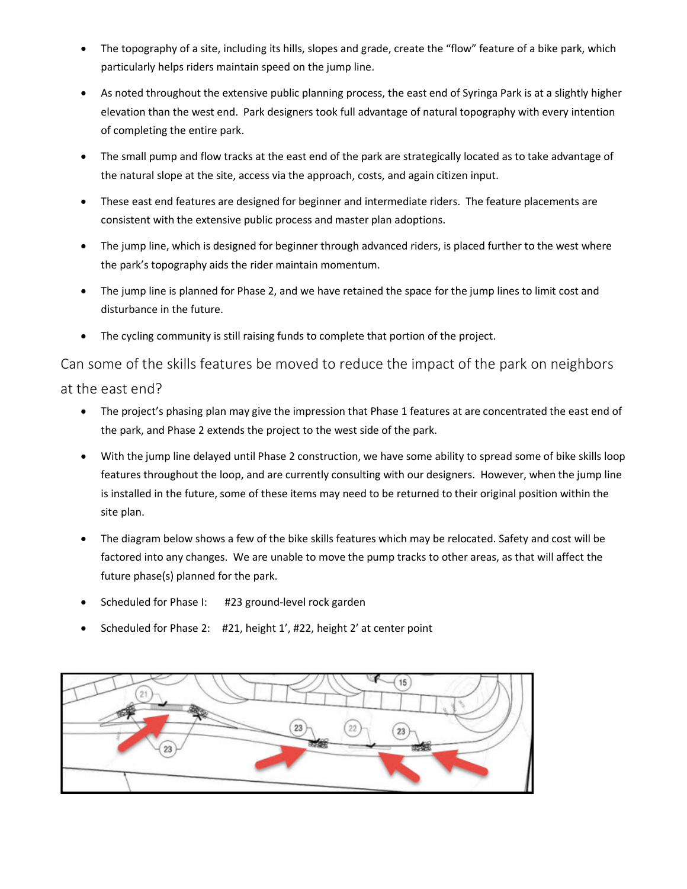- The topography of a site, including its hills, slopes and grade, create the "flow" feature of a bike park, which particularly helps riders maintain speed on the jump line.
- As noted throughout the extensive public planning process, the east end of Syringa Park is at a slightly higher elevation than the west end. Park designers took full advantage of natural topography with every intention of completing the entire park.
- The small pump and flow tracks at the east end of the park are strategically located as to take advantage of the natural slope at the site, access via the approach, costs, and again citizen input.
- These east end features are designed for beginner and intermediate riders. The feature placements are consistent with the extensive public process and master plan adoptions.
- The jump line, which is designed for beginner through advanced riders, is placed further to the west where the park's topography aids the rider maintain momentum.
- The jump line is planned for Phase 2, and we have retained the space for the jump lines to limit cost and disturbance in the future.
- The cycling community is still raising funds to complete that portion of the project.

## Can some of the skills features be moved to reduce the impact of the park on neighbors at the east end?

- The project's phasing plan may give the impression that Phase 1 features at are concentrated the east end of the park, and Phase 2 extends the project to the west side of the park.
- With the jump line delayed until Phase 2 construction, we have some ability to spread some of bike skills loop features throughout the loop, and are currently consulting with our designers. However, when the jump line is installed in the future, some of these items may need to be returned to their original position within the site plan.
- The diagram below shows a few of the bike skills features which may be relocated. Safety and cost will be factored into any changes. We are unable to move the pump tracks to other areas, as that will affect the future phase(s) planned for the park.
- Scheduled for Phase I: #23 ground-level rock garden
- Scheduled for Phase 2: #21, height 1', #22, height 2' at center point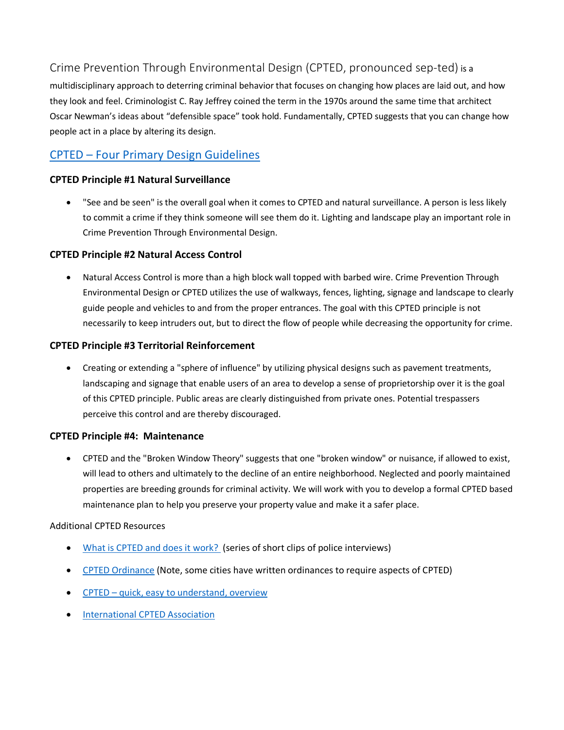Crime Prevention Through Environmental Design (CPTED, pronounced sep-ted) is a multidisciplinary approach to deterring criminal behavior that focuses on changing how places are laid out, and how they look and feel. Criminologist C. Ray Jeffrey coined the term in the 1970s around the same time that architect Oscar Newman's ideas about "defensible space" took hold. Fundamentally, CPTED suggests that you can change how people act in a place by altering its design.

## CPTED – Four Primary Design Guidelines

### CPTED Principle #1 Natural Surveillance

- "See and be seen" is the overall goal when it comes to CPTED and natural surveillance. A person is less likely to commit a crime if they think someone will see them do it. Lighting and landscape play an important role in Crime Prevention Through Environmental Design.

### CPTED Principle #2 Natural Access Control

- Natural Access Control is more than a high block wall topped with barbed wire. Crime Prevention Through Environmental Design or CPTED utilizes the use of walkways, fences, lighting, signage and landscape to clearly guide people and vehicles to and from the proper entrances. The goal with this CPTED principle is not necessarily to keep intruders out, but to direct the flow of people while decreasing the opportunity for crime.

### CPTED Principle #3 Territorial Reinforcement

- Creating or extending a "sphere of influence" by utilizing physical designs such as pavement treatments, landscaping and signage that enable users of an area to develop a sense of proprietorship over it is the goal of this CPTED principle. Public areas are clearly distinguished from private ones. Potential trespassers perceive this control and are thereby discouraged.

### CPTED Principle #4: Maintenance

- CPTED and the "Broken Window Theory" suggests that one "broken window" or nuisance, if allowed to exist, will lead to others and ultimately to the decline of an entire neighborhood. Neglected and poorly maintained properties are breeding grounds for criminal activity. We will work with you to develop a formal CPTED based maintenance plan to help you preserve your property value and make it a safer place.

Additional CPTED Resources

- What is CPTED and does it work? (series of short clips of police interviews)
- CPTED Ordinance (Note, some cities have written ordinances to require aspects of CPTED)
- CPTED – quick, easy to understand, overview
- International CPTED Association